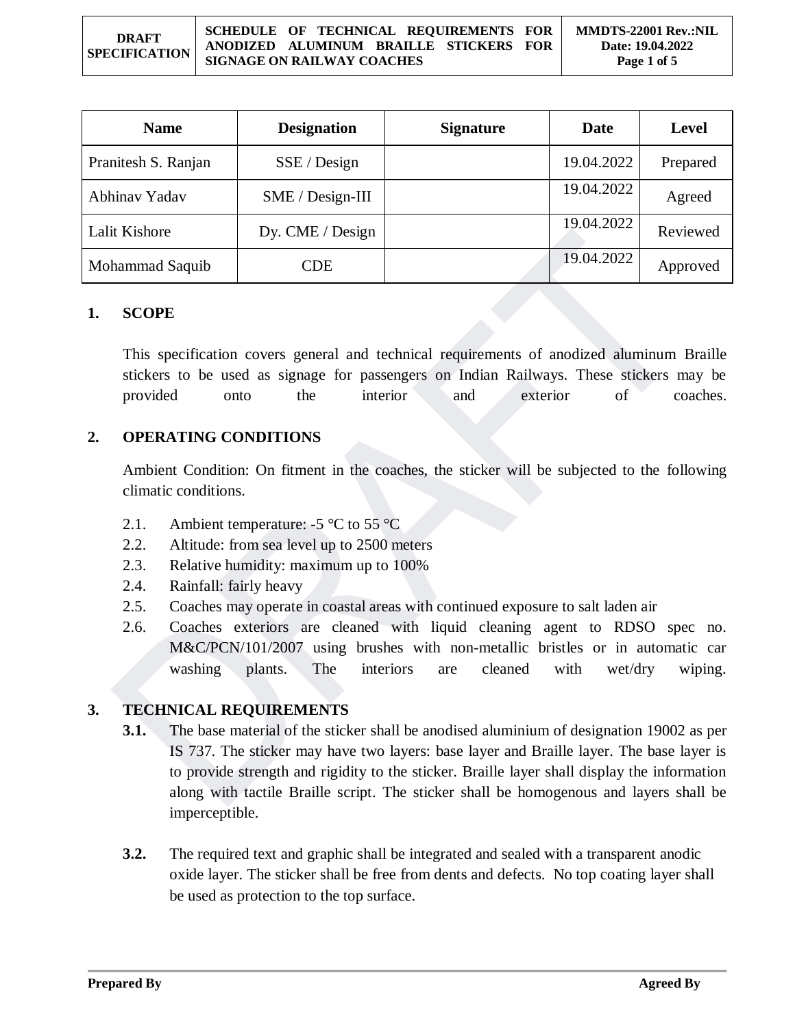| DRAFT SPECIFICATION | SCHEDULE OF TECHNICAL REQUIREMENTS FOR ANODIZED ALUMINUM BRAILLE STICKERS FOR SIGNAGE ON RAILWAY COACHES | MMDTS-22001 Rev.:NIL Date: 19.04.2022 |
|---|---|---|

| Name | Designation | Signature | Date | Level |
|---|---|---|---|---|
| Pranitesh S. Ranjan | SSE / Design | | 19.04.2022 | Prepared |
| Abhinav Yadav | SME / Design-III | | 19.04.2022 | Agreed |
| Lalit Kishore | Dy. CME / Design | | 19.04.2022 | Reviewed |
| Mohammad Saquib | CDE | | 19.04.2022 | Approved |

## 1. SCOPE

This specification covers general and technical requirements of anodized aluminum Braille stickers to be used as signage for passengers on Indian Railways. These stickers may be provided onto the interior and exterior of coaches.

## 2. OPERATING CONDITIONS

Ambient Condition: On fitment in the coaches, the sticker will be subjected to the following climatic conditions.

2.1. Ambient temperature: -5 °C to 55 °C
2.2. Altitude: from sea level up to 2500 meters
2.3. Relative humidity: maximum up to 100%
2.4. Rainfall: fairly heavy
2.5. Coaches may operate in coastal areas with continued exposure to salt laden air
2.6. Coaches exteriors are cleaned with liquid cleaning agent to RDSO spec no. M&C/PCN/101/2007 using brushes with non-metallic bristles or in automatic car washing plants. The interiors are cleaned with wet/dry wiping.

## 3. TECHNICAL REQUIREMENTS

**3.1.** The base material of the sticker shall be anodised aluminium of designation 19002 as per IS 737. The sticker may have two layers: base layer and Braille layer. The base layer is to provide strength and rigidity to the sticker. Braille layer shall display the information along with tactile Braille script. The sticker shall be homogenous and layers shall be imperceptible.

**3.2.** The required text and graphic shall be integrated and sealed with a transparent anodic oxide layer. The sticker shall be free from dents and defects. No top coating layer shall be used as protection to the top surface.

**Prepared By** **Agreed By**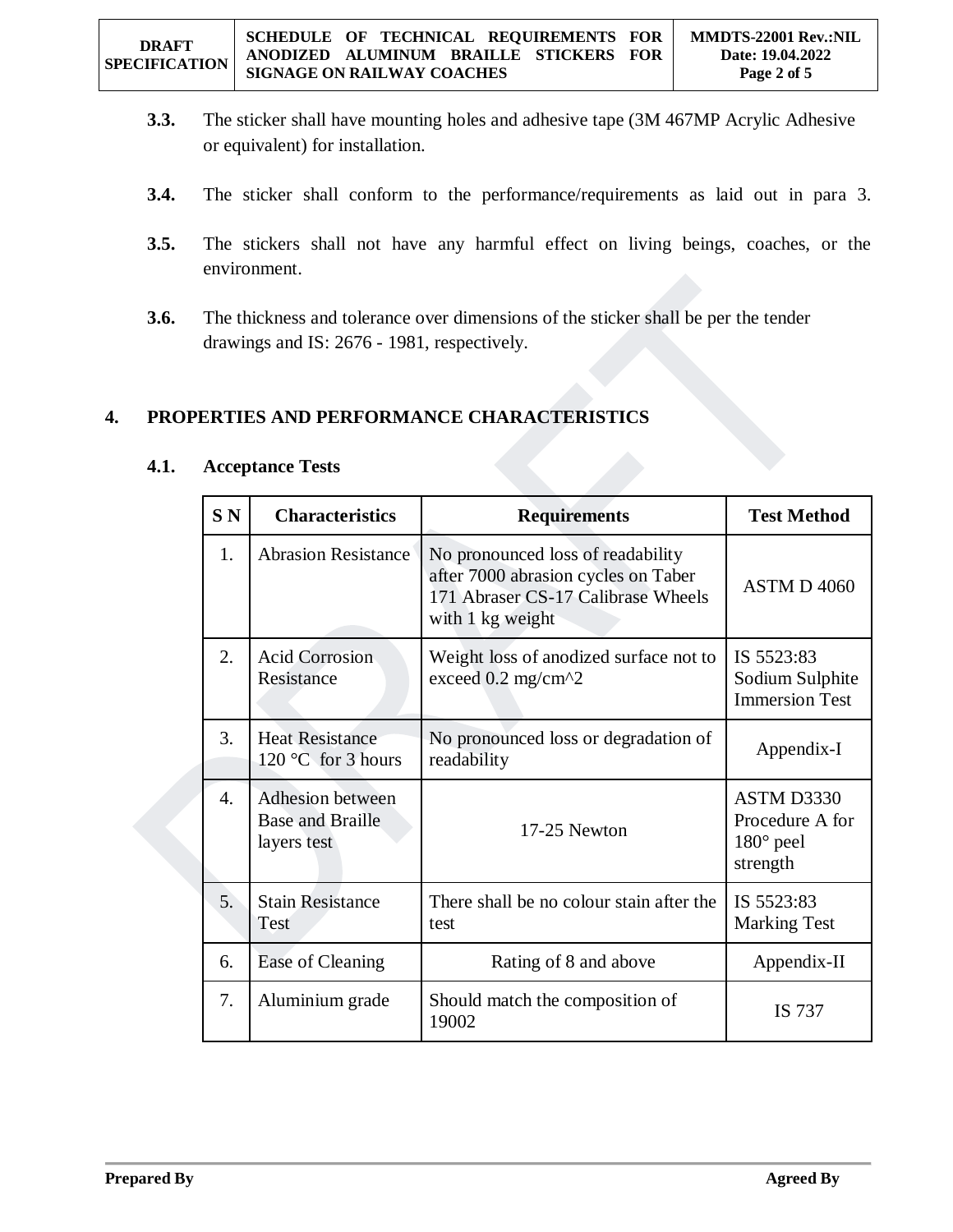**3.3.** The sticker shall have mounting holes and adhesive tape (3M 467MP Acrylic Adhesive or equivalent) for installation.

**3.4.** The sticker shall conform to the performance/requirements as laid out in para 3.

**3.5.** The stickers shall not have any harmful effect on living beings, coaches, or the environment.

**3.6.** The thickness and tolerance over dimensions of the sticker shall be per the tender drawings and IS: 2676 - 1981, respectively.

## 4. PROPERTIES AND PERFORMANCE CHARACTERISTICS

### 4.1. Acceptance Tests

| S N | Characteristics | Requirements | Test Method |
|---|---|---|---|
| 1. | Abrasion Resistance | No pronounced loss of readability after 7000 abrasion cycles on Taber 171 Abraser CS-17 Calibrase Wheels with 1 kg weight | ASTM D 4060 |
| 2. | Acid Corrosion Resistance | Weight loss of anodized surface not to exceed 0.2 mg/cm^2 | IS 5523:83 Sodium Sulphite Immersion Test |
| 3. | Heat Resistance 120 °C for 3 hours | No pronounced loss or degradation of readability | Appendix-I |
| 4. | Adhesion between Base and Braille layers test | 17-25 Newton | ASTM D3330 Procedure A for 180° peel strength |
| 5. | Stain Resistance Test | There shall be no colour stain after the test | IS 5523:83 Marking Test |
| 6. | Ease of Cleaning | Rating of 8 and above | Appendix-II |
| 7. | Aluminium grade | Should match the composition of 19002 | IS 737 |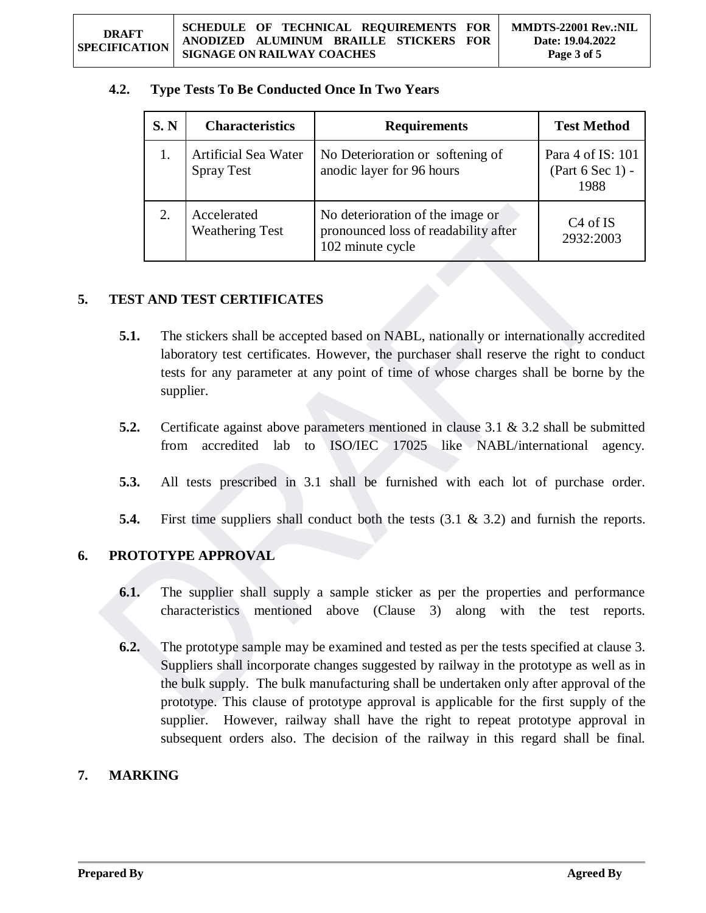### 4.2. Type Tests To Be Conducted Once In Two Years

| S. N | Characteristics | Requirements | Test Method |
|---|---|---|---|
| 1. | Artificial Sea Water Spray Test | No Deterioration or softening of anodic layer for 96 hours | Para 4 of IS: 101 (Part 6 Sec 1) - 1988 |
| 2. | Accelerated Weathering Test | No deterioration of the image or pronounced loss of readability after 102 minute cycle | C4 of IS 2932:2003 |

## 5. TEST AND TEST CERTIFICATES

**5.1.** The stickers shall be accepted based on NABL, nationally or internationally accredited laboratory test certificates. However, the purchaser shall reserve the right to conduct tests for any parameter at any point of time of whose charges shall be borne by the supplier.

**5.2.** Certificate against above parameters mentioned in clause 3.1 & 3.2 shall be submitted from accredited lab to ISO/IEC 17025 like NABL/international agency.

**5.3.** All tests prescribed in 3.1 shall be furnished with each lot of purchase order.

**5.4.** First time suppliers shall conduct both the tests (3.1 & 3.2) and furnish the reports.

## 6. PROTOTYPE APPROVAL

**6.1.** The supplier shall supply a sample sticker as per the properties and performance characteristics mentioned above (Clause 3) along with the test reports.

**6.2.** The prototype sample may be examined and tested as per the tests specified at clause 3. Suppliers shall incorporate changes suggested by railway in the prototype as well as in the bulk supply. The bulk manufacturing shall be undertaken only after approval of the prototype. This clause of prototype approval is applicable for the first supply of the supplier. However, railway shall have the right to repeat prototype approval in subsequent orders also. The decision of the railway in this regard shall be final.

## 7. MARKING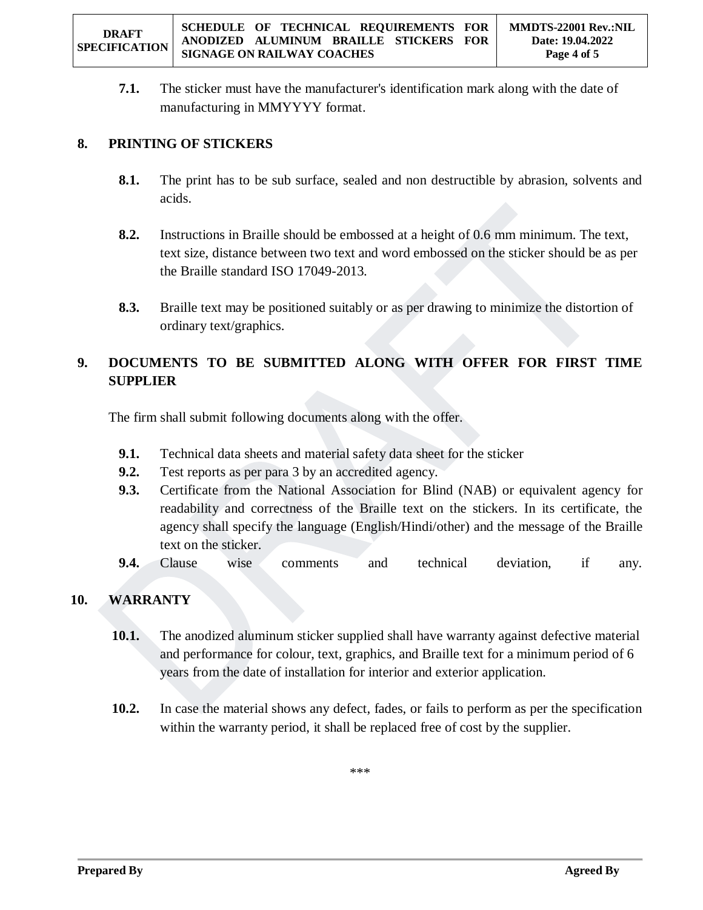**7.1.** The sticker must have the manufacturer's identification mark along with the date of manufacturing in MMYYYY format.

## 8. PRINTING OF STICKERS

**8.1.** The print has to be sub surface, sealed and non destructible by abrasion, solvents and acids.

**8.2.** Instructions in Braille should be embossed at a height of 0.6 mm minimum. The text, text size, distance between two text and word embossed on the sticker should be as per the Braille standard ISO 17049-2013.

**8.3.** Braille text may be positioned suitably or as per drawing to minimize the distortion of ordinary text/graphics.

## 9. DOCUMENTS TO BE SUBMITTED ALONG WITH OFFER FOR FIRST TIME SUPPLIER

The firm shall submit following documents along with the offer.

**9.1.** Technical data sheets and material safety data sheet for the sticker

**9.2.** Test reports as per para 3 by an accredited agency.

**9.3.** Certificate from the National Association for Blind (NAB) or equivalent agency for readability and correctness of the Braille text on the stickers. In its certificate, the agency shall specify the language (English/Hindi/other) and the message of the Braille text on the sticker.

**9.4.** Clause wise comments and technical deviation, if any.

## 10. WARRANTY

**10.1.** The anodized aluminum sticker supplied shall have warranty against defective material and performance for colour, text, graphics, and Braille text for a minimum period of 6 years from the date of installation for interior and exterior application.

**10.2.** In case the material shows any defect, fades, or fails to perform as per the specification within the warranty period, it shall be replaced free of cost by the supplier.

\*\*\*

**Prepared By** **Agreed By**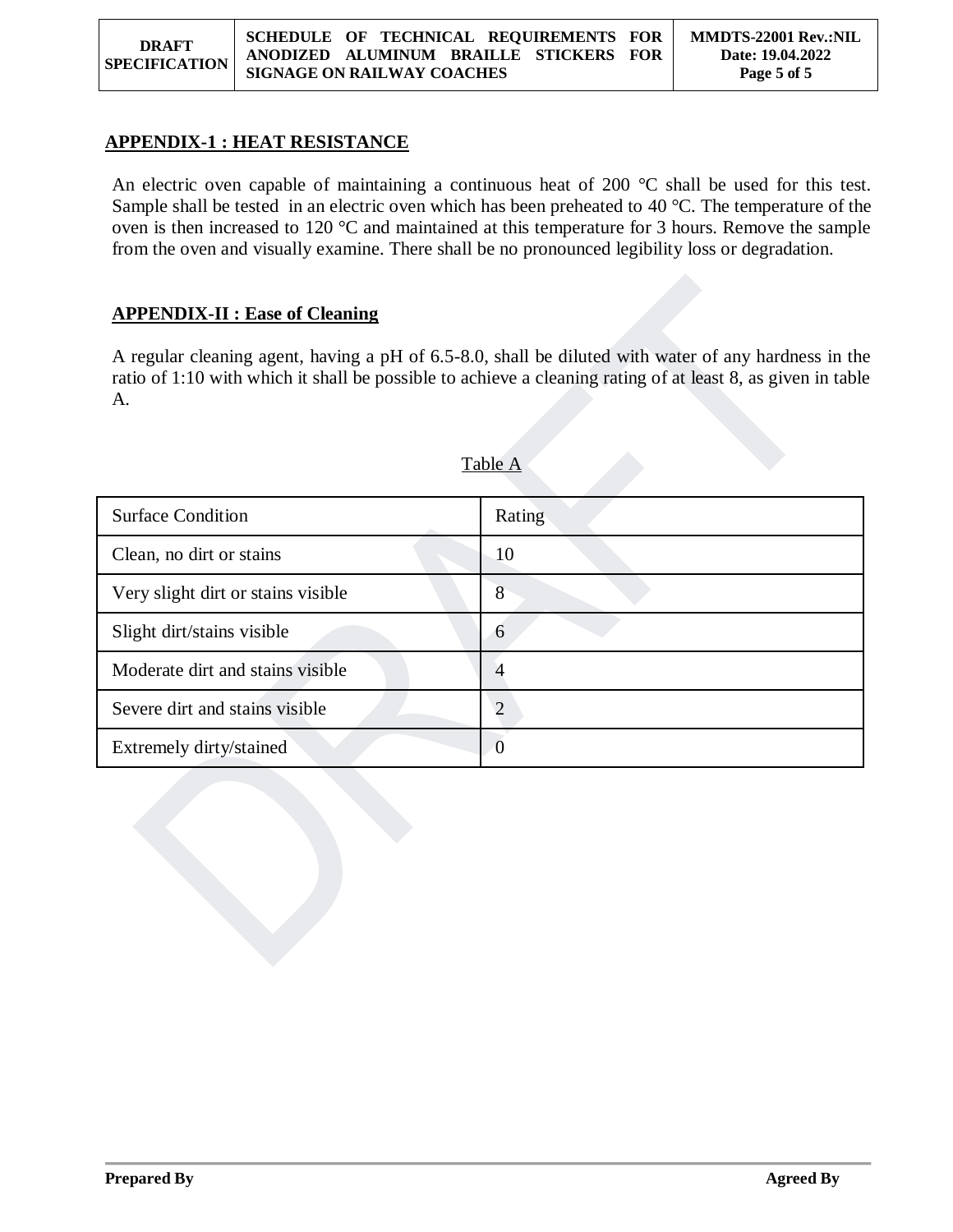## APPENDIX-1 : HEAT RESISTANCE

An electric oven capable of maintaining a continuous heat of 200 °C shall be used for this test. Sample shall be tested in an electric oven which has been preheated to 40 °C. The temperature of the oven is then increased to 120 °C and maintained at this temperature for 3 hours. Remove the sample from the oven and visually examine. There shall be no pronounced legibility loss or degradation.

## APPENDIX-II : Ease of Cleaning

A regular cleaning agent, having a pH of 6.5-8.0, shall be diluted with water of any hardness in the ratio of 1:10 with which it shall be possible to achieve a cleaning rating of at least 8, as given in table A.

Table A

| Surface Condition | Rating |
|---|---|
| Clean, no dirt or stains | 10 |
| Very slight dirt or stains visible | 8 |
| Slight dirt/stains visible | 6 |
| Moderate dirt and stains visible | 4 |
| Severe dirt and stains visible | 2 |
| Extremely dirty/stained | 0 |

**Prepared By** **Agreed By**